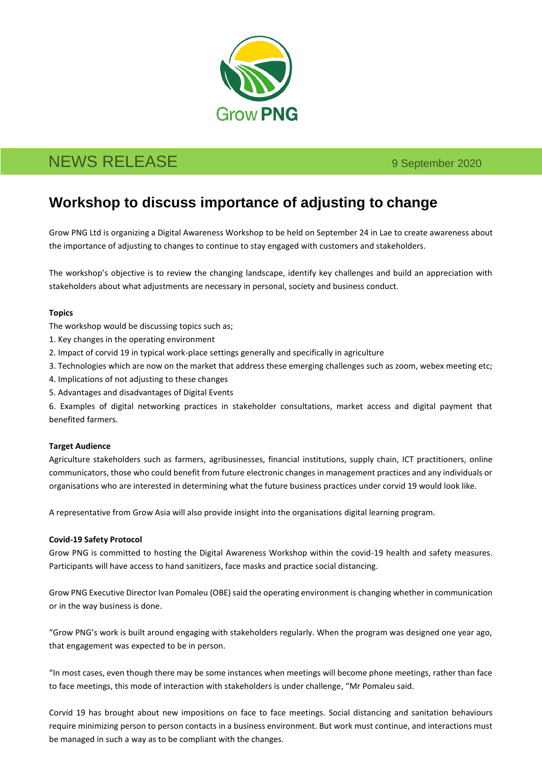Grow PNG

NEWS RELEASE

9 September 2020

# Workshop to discuss importance of adjusting to change

Grow PNG Ltd is organizing a Digital Awareness Workshop to be held on September 24 in Lae to create awareness about the importance of adjusting to changes to continue to stay engaged with customers and stakeholders.

The workshop's objective is to review the changing landscape, identify key challenges and build an appreciation with stakeholders about what adjustments are necessary in personal, society and business conduct.

**Topics**

The workshop would be discussing topics such as;

1. Key changes in the operating environment
2. Impact of corvid 19 in typical work-place settings generally and specifically in agriculture
3. Technologies which are now on the market that address these emerging challenges such as zoom, webex meeting etc;
4. Implications of not adjusting to these changes
5. Advantages and disadvantages of Digital Events
6. Examples of digital networking practices in stakeholder consultations, market access and digital payment that benefited farmers.

**Target Audience**

Agriculture stakeholders such as farmers, agribusinesses, financial institutions, supply chain, ICT practitioners, online communicators, those who could benefit from future electronic changes in management practices and any individuals or organisations who are interested in determining what the future business practices under corvid 19 would look like.

A representative from Grow Asia will also provide insight into the organisations digital learning program.

**Covid-19 Safety Protocol**

Grow PNG is committed to hosting the Digital Awareness Workshop within the covid-19 health and safety measures. Participants will have access to hand sanitizers, face masks and practice social distancing.

Grow PNG Executive Director Ivan Pomaleu (OBE) said the operating environment is changing whether in communication or in the way business is done.

"Grow PNG's work is built around engaging with stakeholders regularly. When the program was designed one year ago, that engagement was expected to be in person.

"In most cases, even though there may be some instances when meetings will become phone meetings, rather than face to face meetings, this mode of interaction with stakeholders is under challenge, "Mr Pomaleu said.

Corvid 19 has brought about new impositions on face to face meetings. Social distancing and sanitation behaviours require minimizing person to person contacts in a business environment. But work must continue, and interactions must be managed in such a way as to be compliant with the changes.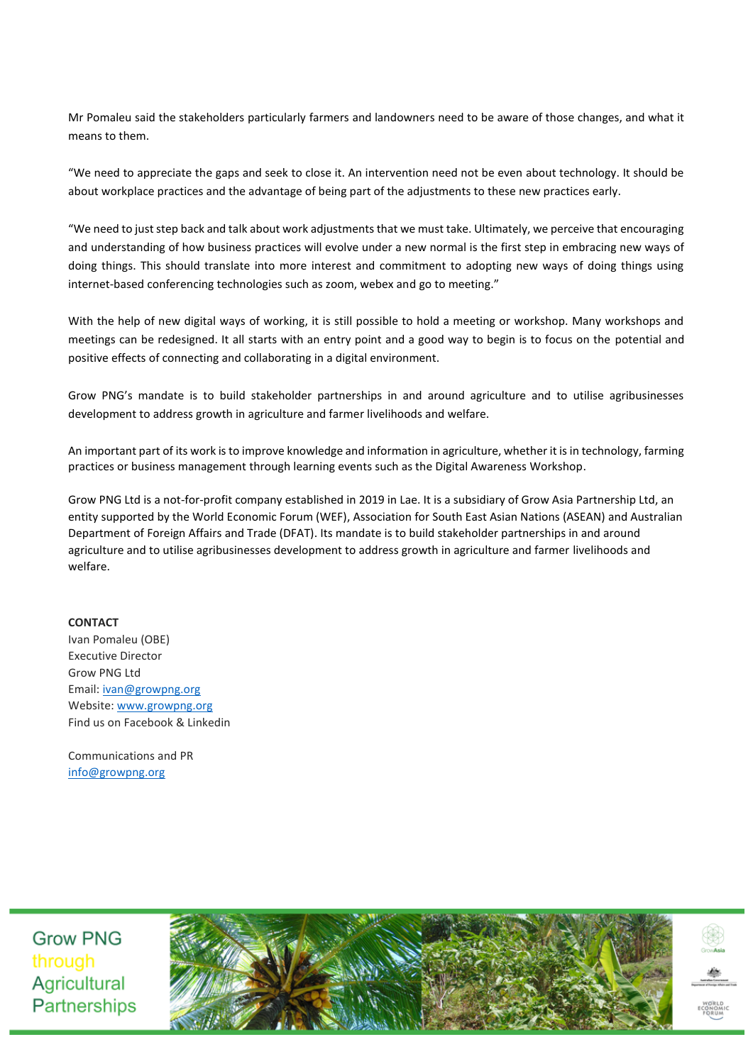Mr Pomaleu said the stakeholders particularly farmers and landowners need to be aware of those changes, and what it means to them.

"We need to appreciate the gaps and seek to close it. An intervention need not be even about technology. It should be about workplace practices and the advantage of being part of the adjustments to these new practices early.

"We need to just step back and talk about work adjustments that we must take. Ultimately, we perceive that encouraging and understanding of how business practices will evolve under a new normal is the first step in embracing new ways of doing things. This should translate into more interest and commitment to adopting new ways of doing things using internet-based conferencing technologies such as zoom, webex and go to meeting."

With the help of new digital ways of working, it is still possible to hold a meeting or workshop. Many workshops and meetings can be redesigned. It all starts with an entry point and a good way to begin is to focus on the potential and positive effects of connecting and collaborating in a digital environment.

Grow PNG's mandate is to build stakeholder partnerships in and around agriculture and to utilise agribusinesses development to address growth in agriculture and farmer livelihoods and welfare.

An important part of its work is to improve knowledge and information in agriculture, whether it is in technology, farming practices or business management through learning events such as the Digital Awareness Workshop.

Grow PNG Ltd is a not-for-profit company established in 2019 in Lae. It is a subsidiary of Grow Asia Partnership Ltd, an entity supported by the World Economic Forum (WEF), Association for South East Asian Nations (ASEAN) and Australian Department of Foreign Affairs and Trade (DFAT). Its mandate is to build stakeholder partnerships in and around agriculture and to utilise agribusinesses development to address growth in agriculture and farmer livelihoods and welfare.

**CONTACT**
Ivan Pomaleu (OBE)
Executive Director
Grow PNG Ltd
Email: ivan@growpng.org
Website: www.growpng.org
Find us on Facebook & Linkedin

Communications and PR
info@growpng.org

Grow PNG through Agricultural Partnerships